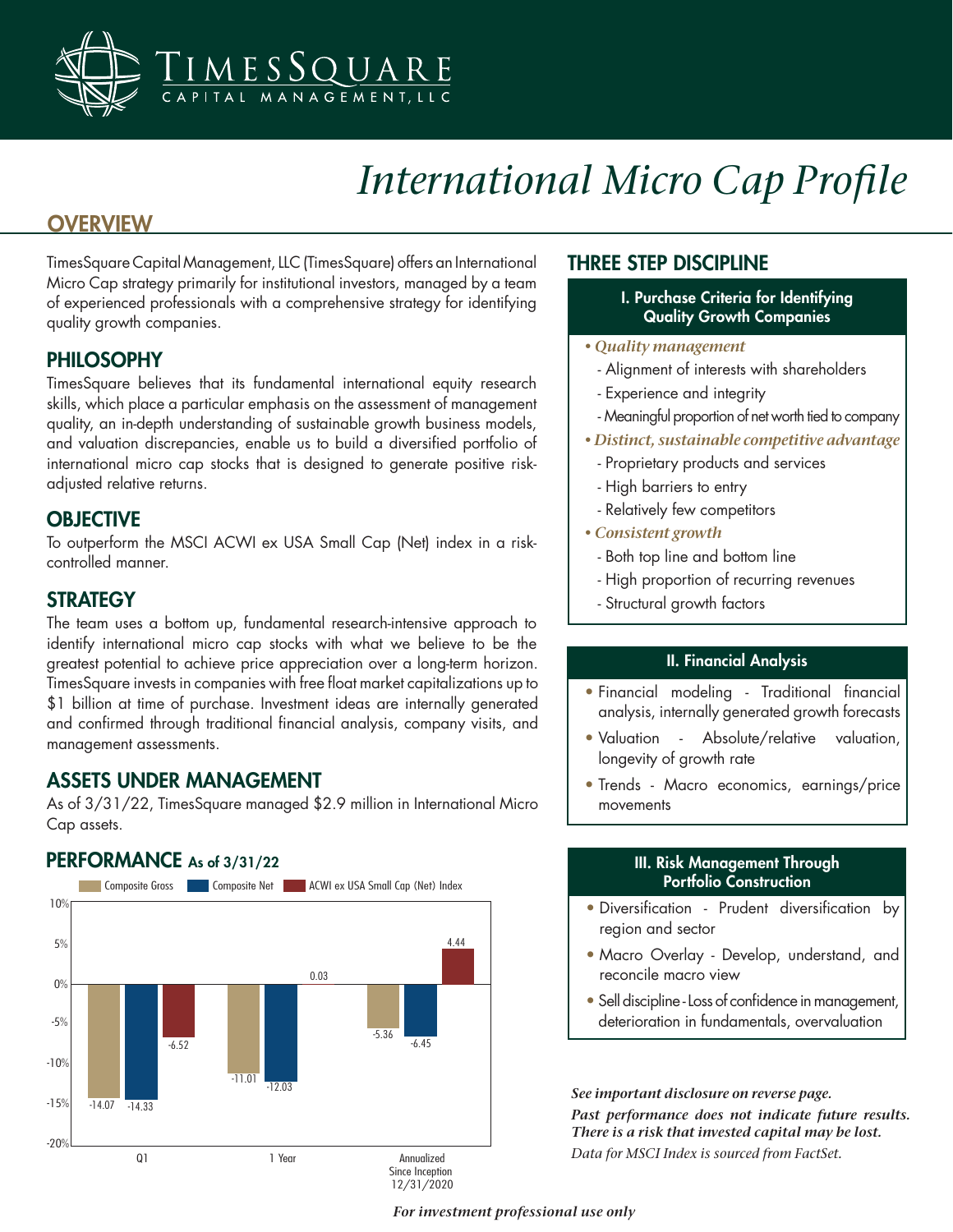# TimesSquare Capital Management, LLC

# International Micro Cap Profile

## OVERVIEW

TimesSquare Capital Management, LLC (TimesSquare) offers an International Micro Cap strategy primarily for institutional investors, managed by a team of experienced professionals with a comprehensive strategy for identifying quality growth companies.

## PHILOSOPHY

TimesSquare believes that its fundamental international equity research skills, which place a particular emphasis on the assessment of management quality, an in-depth understanding of sustainable growth business models, and valuation discrepancies, enable us to build a diversified portfolio of international micro cap stocks that is designed to generate positive risk-adjusted relative returns.

## OBJECTIVE

To outperform the MSCI ACWI ex USA Small Cap (Net) index in a risk-controlled manner.

## STRATEGY

The team uses a bottom up, fundamental research-intensive approach to identify international micro cap stocks with what we believe to be the greatest potential to achieve price appreciation over a long-term horizon. TimesSquare invests in companies with free float market capitalizations up to $1 billion at time of purchase. Investment ideas are internally generated and confirmed through traditional financial analysis, company visits, and management assessments.

## ASSETS UNDER MANAGEMENT

As of 3/31/22, TimesSquare managed $2.9 million in International Micro Cap assets.

## PERFORMANCE As of 3/31/22

| | Composite Gross | Composite Net | ACWI ex USA Small Cap (Net) Index |
|---|---|---|---|
| Q1 | -14.07 | -14.33 | -6.52 |
| 1 Year | -11.01 | -12.03 | 0.03 |
| Annualized Since Inception 12/31/2020 | -5.36 | -6.45 | 4.44 |

## THREE STEP DISCIPLINE

### I. Purchase Criteria for Identifying Quality Growth Companies

- ***Quality management***
  - Alignment of interests with shareholders
  - Experience and integrity
  - Meaningful proportion of net worth tied to company
- ***Distinct, sustainable competitive advantage***
  - Proprietary products and services
  - High barriers to entry
  - Relatively few competitors
- ***Consistent growth***
  - Both top line and bottom line
  - High proportion of recurring revenues
  - Structural growth factors

### II. Financial Analysis

- Financial modeling - Traditional financial analysis, internally generated growth forecasts
- Valuation - Absolute/relative valuation, longevity of growth rate
- Trends - Macro economics, earnings/price movements

### III. Risk Management Through Portfolio Construction

- Diversification - Prudent diversification by region and sector
- Macro Overlay - Develop, understand, and reconcile macro view
- Sell discipline - Loss of confidence in management, deterioration in fundamentals, overvaluation

***See important disclosure on reverse page.***

***Past performance does not indicate future results. There is a risk that invested capital may be lost.***

*Data for MSCI Index is sourced from FactSet.*

***For investment professional use only***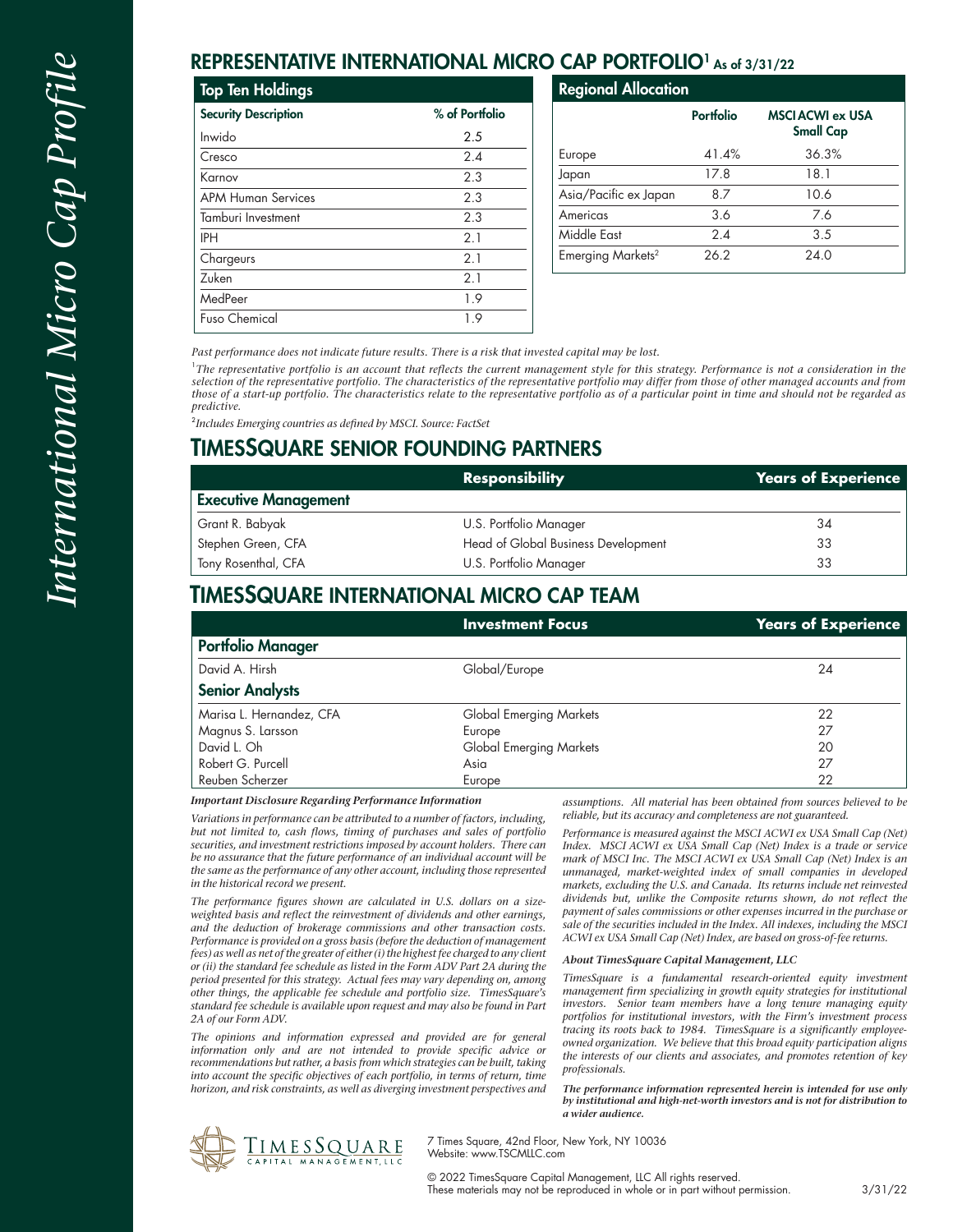## REPRESENTATIVE INTERNATIONAL MICRO CAP PORTFOLIO[1] As of 3/31/22

### Top Ten Holdings

| Security Description | % of Portfolio |
|---|---|
| Inwido | 2.5 |
| Cresco | 2.4 |
| Karnov | 2.3 |
| APM Human Services | 2.3 |
| Tamburi Investment | 2.3 |
| IPH | 2.1 |
| Chargeurs | 2.1 |
| Zuken | 2.1 |
| MedPeer | 1.9 |
| Fuso Chemical | 1.9 |

### Regional Allocation

| | Portfolio | MSCI ACWI ex USA Small Cap |
|---|---|---|
| Europe | 41.4% | 36.3% |
| Japan | 17.8 | 18.1 |
| Asia/Pacific ex Japan | 8.7 | 10.6 |
| Americas | 3.6 | 7.6 |
| Middle East | 2.4 | 3.5 |
| Emerging Markets[2] | 26.2 | 24.0 |

*Past performance does not indicate future results. There is a risk that invested capital may be lost.*

[1]*The representative portfolio is an account that reflects the current management style for this strategy. Performance is not a consideration in the selection of the representative portfolio. The characteristics of the representative portfolio may differ from those of other managed accounts and from those of a start-up portfolio. The characteristics relate to the representative portfolio as of a particular point in time and should not be regarded as predictive.*

[2]*Includes Emerging countries as defined by MSCI. Source: FactSet*

## TIMESSQUARE SENIOR FOUNDING PARTNERS

| | Responsibility | Years of Experience |
|---|---|---|
| **Executive Management** | | |
| Grant R. Babyak | U.S. Portfolio Manager | 34 |
| Stephen Green, CFA | Head of Global Business Development | 33 |
| Tony Rosenthal, CFA | U.S. Portfolio Manager | 33 |

## TIMESSQUARE INTERNATIONAL MICRO CAP TEAM

| | Investment Focus | Years of Experience |
|---|---|---|
| **Portfolio Manager** | | |
| David A. Hirsh | Global/Europe | 24 |
| **Senior Analysts** | | |
| Marisa L. Hernandez, CFA | Global Emerging Markets | 22 |
| Magnus S. Larsson | Europe | 27 |
| David L. Oh | Global Emerging Markets | 20 |
| Robert G. Purcell | Asia | 27 |
| Reuben Scherzer | Europe | 22 |

***Important Disclosure Regarding Performance Information***

*Variations in performance can be attributed to a number of factors, including, but not limited to, cash flows, timing of purchases and sales of portfolio securities, and investment restrictions imposed by account holders. There can be no assurance that the future performance of an individual account will be the same as the performance of any other account, including those represented in the historical record we present.*

*The performance figures shown are calculated in U.S. dollars on a size-weighted basis and reflect the reinvestment of dividends and other earnings, and the deduction of brokerage commissions and other transaction costs. Performance is provided on a gross basis (before the deduction of management fees) as well as net of the greater of either (i) the highest fee charged to any client or (ii) the standard fee schedule as listed in the Form ADV Part 2A during the period presented for this strategy. Actual fees may vary depending on, among other things, the applicable fee schedule and portfolio size. TimesSquare's standard fee schedule is available upon request and may also be found in Part 2A of our Form ADV.*

*The opinions and information expressed and provided are for general information only and are not intended to provide specific advice or recommendations but rather, a basis from which strategies can be built, taking into account the specific objectives of each portfolio, in terms of return, time horizon, and risk constraints, as well as diverging investment perspectives and assumptions. All material has been obtained from sources believed to be reliable, but its accuracy and completeness are not guaranteed.*

*Performance is measured against the MSCI ACWI ex USA Small Cap (Net) Index. MSCI ACWI ex USA Small Cap (Net) Index is a trade or service mark of MSCI Inc. The MSCI ACWI ex USA Small Cap (Net) Index is an unmanaged, market-weighted index of small companies in developed markets, excluding the U.S. and Canada. Its returns include net reinvested dividends but, unlike the Composite returns shown, do not reflect the payment of sales commissions or other expenses incurred in the purchase or sale of the securities included in the Index. All indexes, including the MSCI ACWI ex USA Small Cap (Net) Index, are based on gross-of-fee returns.*

***About TimesSquare Capital Management, LLC***

*TimesSquare is a fundamental research-oriented equity investment management firm specializing in growth equity strategies for institutional investors. Senior team members have a long tenure managing equity portfolios for institutional investors, with the Firm's investment process tracing its roots back to 1984. TimesSquare is a significantly employee-owned organization. We believe that this broad equity participation aligns the interests of our clients and associates, and promotes retention of key professionals.*

***The performance information represented herein is intended for use only by institutional and high-net-worth investors and is not for distribution to a wider audience.***

TimesSquare Capital Management, LLC

7 Times Square, 42nd Floor, New York, NY 10036
Website: www.TSCMLLC.com

© 2022 TimesSquare Capital Management, LLC All rights reserved.
These materials may not be reproduced in whole or in part without permission.

3/31/22